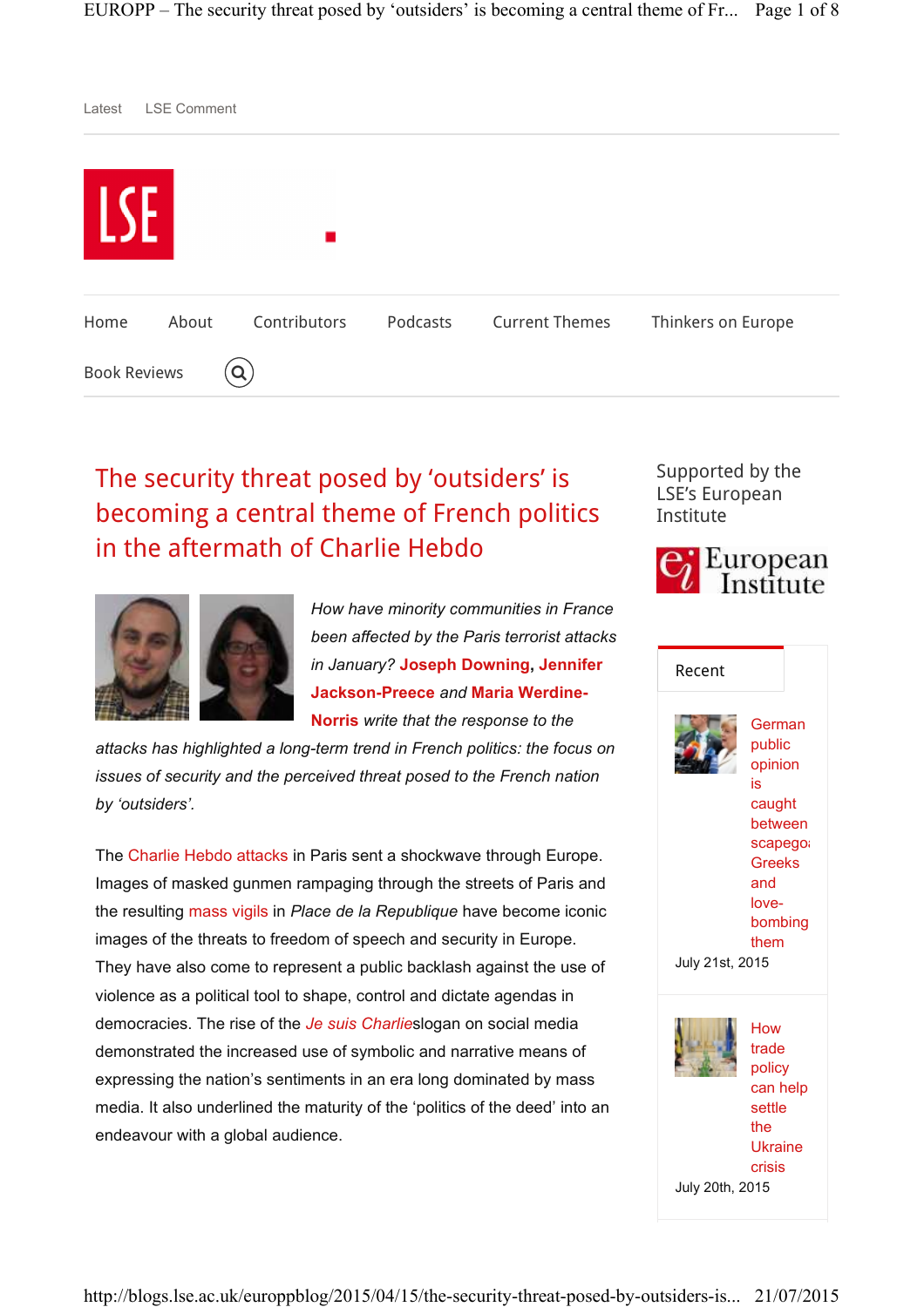Latest LSE Comment

Home About Contributors Podcasts Current Themes Thinkers on Europe

Book Reviews

# The security threat posed by 'outsiders' is becoming a central theme of French politics in the aftermath of Charlie Hebdo

*How have minority communities in France been affected by the Paris terrorist attacks in January?* **Joseph Downing**, **Jennifer Jackson-Preece** *and* **Maria Werdine-Norris** *write that the response to the attacks has highlighted a long-term trend in French politics: the focus on issues of security and the perceived threat posed to the French nation by 'outsiders'.*

The Charlie Hebdo attacks in Paris sent a shockwave through Europe. Images of masked gunmen rampaging through the streets of Paris and the resulting mass vigils in *Place de la Republique* have become iconic images of the threats to freedom of speech and security in Europe. They have also come to represent a public backlash against the use of violence as a political tool to shape, control and dictate agendas in democracies. The rise of the *Je suis Charlie*slogan on social media demonstrated the increased use of symbolic and narrative means of expressing the nation's sentiments in an era long dominated by mass media. It also underlined the maturity of the 'politics of the deed' into an endeavour with a global audience.

Supported by the LSE's European Institute

Recent

German public opinion is caught between scapegoating Greeks and love-bombing them
July 21st, 2015

How trade policy can help settle the Ukraine crisis
July 20th, 2015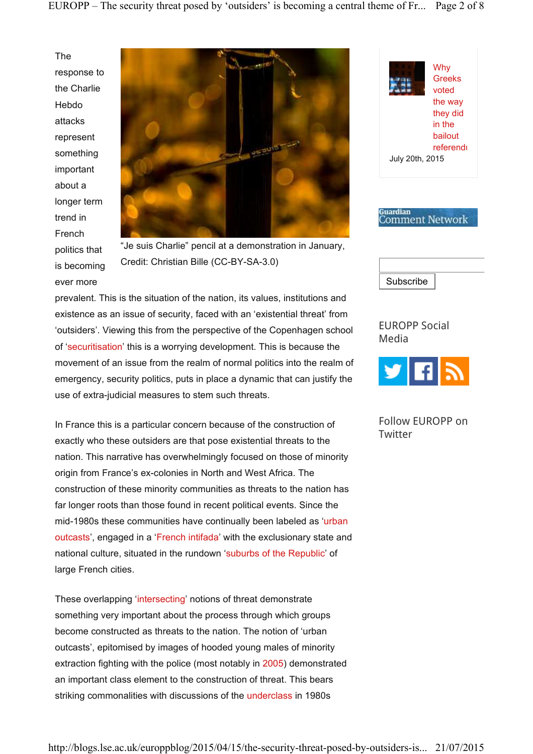The response to the Charlie Hebdo attacks represent something important about a longer term trend in French politics that is becoming ever more prevalent. This is the situation of the nation, its values, institutions and existence as an issue of security, faced with an 'existential threat' from 'outsiders'. Viewing this from the perspective of the Copenhagen school of 'securitisation' this is a worrying development. This is because the movement of an issue from the realm of normal politics into the realm of emergency, security politics, puts in place a dynamic that can justify the use of extra-judicial measures to stem such threats.

"Je suis Charlie" pencil at a demonstration in January, Credit: Christian Bille (CC-BY-SA-3.0)

In France this is a particular concern because of the construction of exactly who these outsiders are that pose existential threats to the nation. This narrative has overwhelmingly focused on those of minority origin from France's ex-colonies in North and West Africa. The construction of these minority communities as threats to the nation has far longer roots than those found in recent political events. Since the mid-1980s these communities have continually been labeled as 'urban outcasts', engaged in a 'French intifada' with the exclusionary state and national culture, situated in the rundown 'suburbs of the Republic' of large French cities.

These overlapping 'intersecting' notions of threat demonstrate something very important about the process through which groups become constructed as threats to the nation. The notion of 'urban outcasts', epitomised by images of hooded young males of minority extraction fighting with the police (most notably in 2005) demonstrated an important class element to the construction of threat. This bears striking commonalities with discussions of the underclass in 1980s

Why Greeks voted the way they did in the bailout referendum
July 20th, 2015

Guardian Comment Network

Subscribe

EUROPP Social Media

Follow EUROPP on Twitter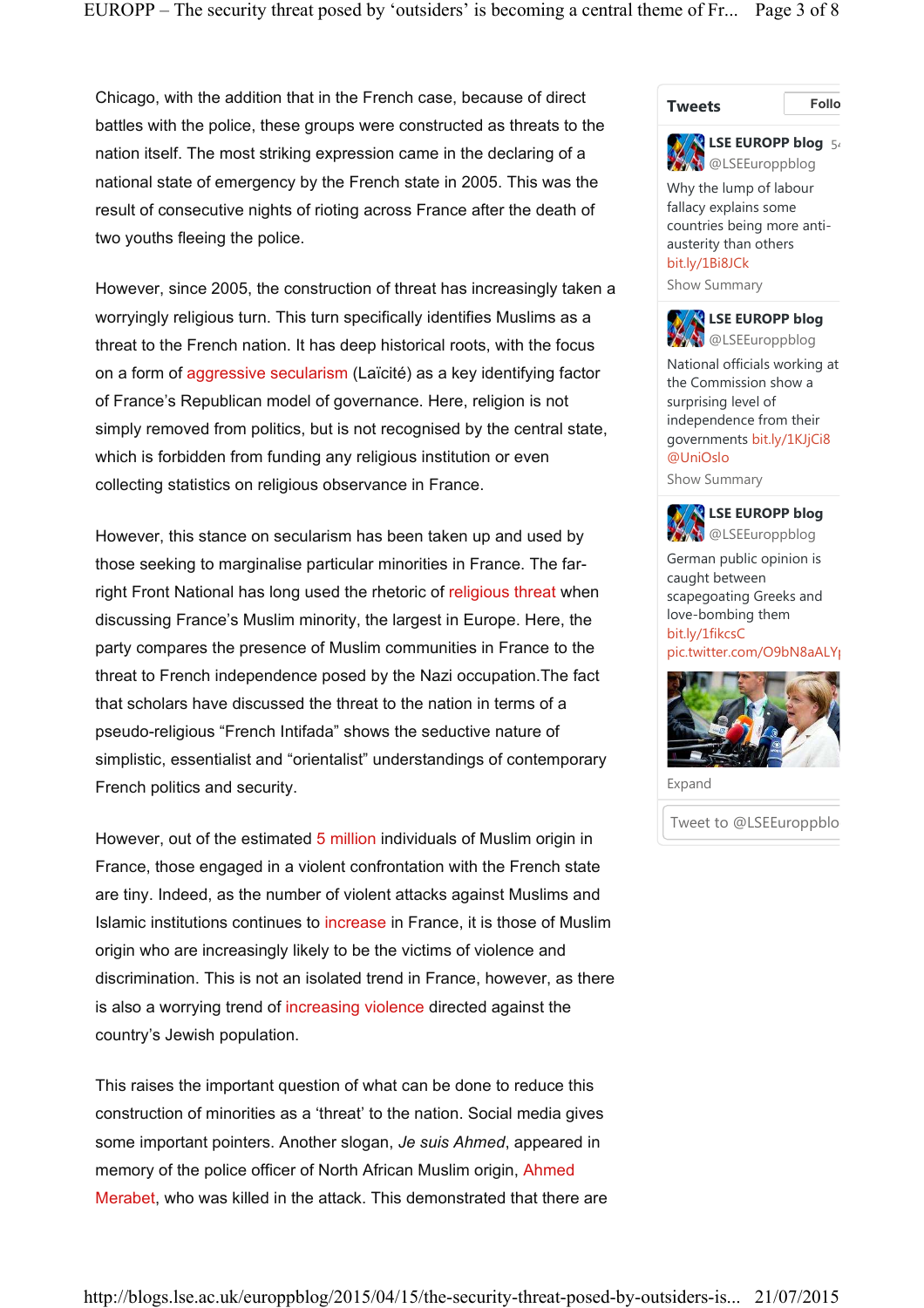Chicago, with the addition that in the French case, because of direct battles with the police, these groups were constructed as threats to the nation itself. The most striking expression came in the declaring of a national state of emergency by the French state in 2005. This was the result of consecutive nights of rioting across France after the death of two youths fleeing the police.

However, since 2005, the construction of threat has increasingly taken a worryingly religious turn. This turn specifically identifies Muslims as a threat to the French nation. It has deep historical roots, with the focus on a form of aggressive secularism (Laïcité) as a key identifying factor of France's Republican model of governance. Here, religion is not simply removed from politics, but is not recognised by the central state, which is forbidden from funding any religious institution or even collecting statistics on religious observance in France.

However, this stance on secularism has been taken up and used by those seeking to marginalise particular minorities in France. The far-right Front National has long used the rhetoric of religious threat when discussing France's Muslim minority, the largest in Europe. Here, the party compares the presence of Muslim communities in France to the threat to French independence posed by the Nazi occupation.The fact that scholars have discussed the threat to the nation in terms of a pseudo-religious "French Intifada" shows the seductive nature of simplistic, essentialist and "orientalist" understandings of contemporary French politics and security.

However, out of the estimated 5 million individuals of Muslim origin in France, those engaged in a violent confrontation with the French state are tiny. Indeed, as the number of violent attacks against Muslims and Islamic institutions continues to increase in France, it is those of Muslim origin who are increasingly likely to be the victims of violence and discrimination. This is not an isolated trend in France, however, as there is also a worrying trend of increasing violence directed against the country's Jewish population.

This raises the important question of what can be done to reduce this construction of minorities as a 'threat' to the nation. Social media gives some important pointers. Another slogan, *Je suis Ahmed*, appeared in memory of the police officer of North African Muslim origin, Ahmed Merabet, who was killed in the attack. This demonstrated that there are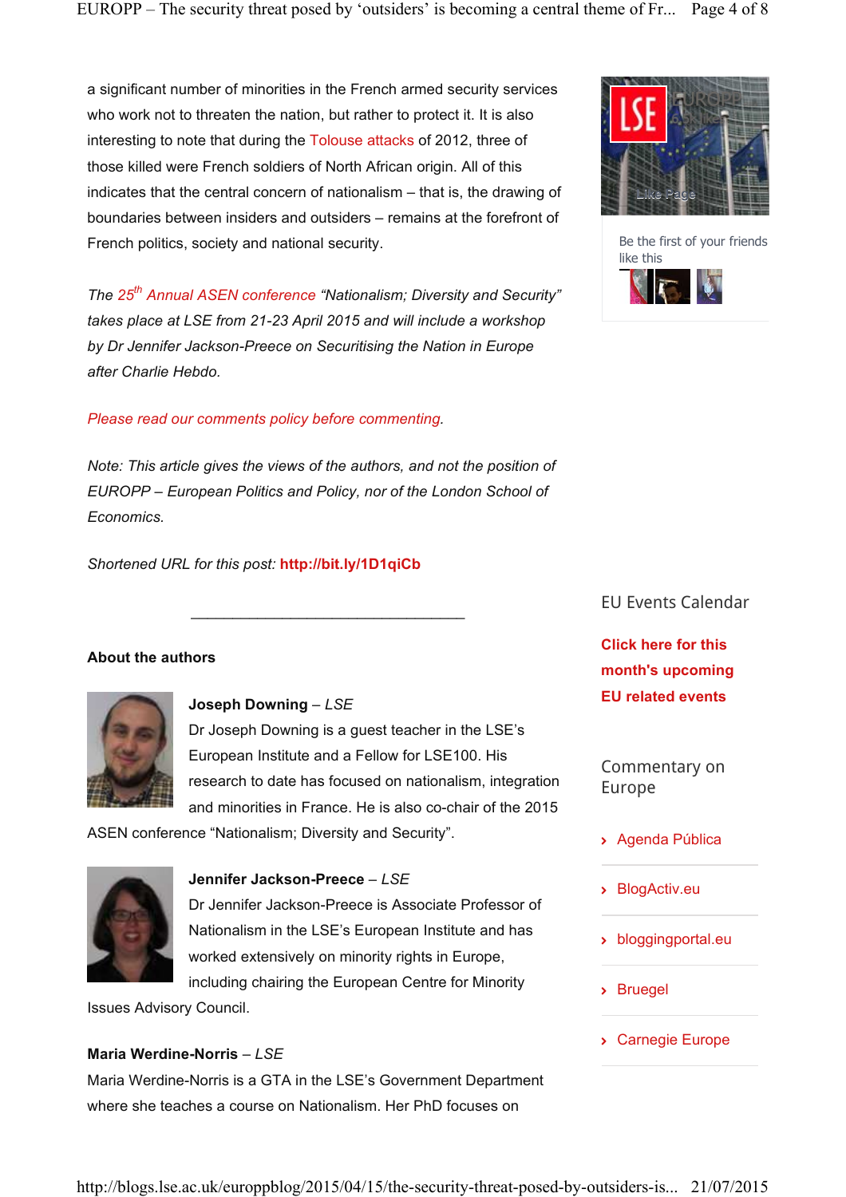a significant number of minorities in the French armed security services who work not to threaten the nation, but rather to protect it. It is also interesting to note that during the Tolouse attacks of 2012, three of those killed were French soldiers of North African origin. All of this indicates that the central concern of nationalism – that is, the drawing of boundaries between insiders and outsiders – remains at the forefront of French politics, society and national security.

*The 25th Annual ASEN conference "Nationalism; Diversity and Security" takes place at LSE from 21-23 April 2015 and will include a workshop by Dr Jennifer Jackson-Preece on Securitising the Nation in Europe after Charlie Hebdo.*

*Please read our comments policy before commenting.*

*Note: This article gives the views of the authors, and not the position of EUROPP – European Politics and Policy, nor of the London School of Economics.*

*Shortened URL for this post:* **http://bit.ly/1D1qiCb**

---

**About the authors**

**Joseph Downing** – *LSE*
Dr Joseph Downing is a guest teacher in the LSE's European Institute and a Fellow for LSE100. His research to date has focused on nationalism, integration and minorities in France. He is also co-chair of the 2015 ASEN conference "Nationalism; Diversity and Security".

**Jennifer Jackson-Preece** – *LSE*
Dr Jennifer Jackson-Preece is Associate Professor of Nationalism in the LSE's European Institute and has worked extensively on minority rights in Europe, including chairing the European Centre for Minority Issues Advisory Council.

**Maria Werdine-Norris** – *LSE*
Maria Werdine-Norris is a GTA in the LSE's Government Department where she teaches a course on Nationalism. Her PhD focuses on

Be the first of your friends like this

## EU Events Calendar

**Click here for this month's upcoming EU related events**

## Commentary on Europe

- Agenda Pública
- BlogActiv.eu
- bloggingportal.eu
- Bruegel
- Carnegie Europe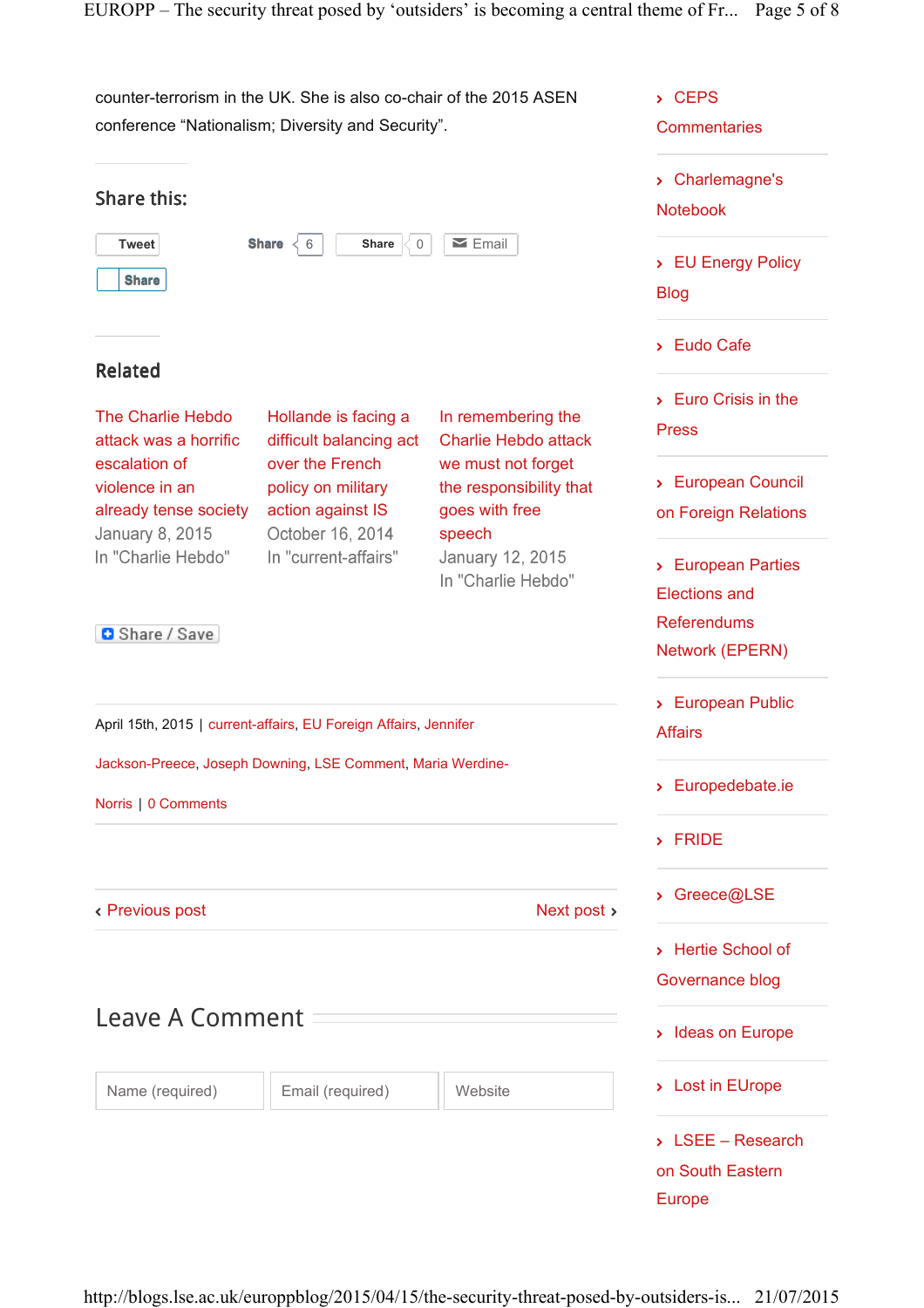counter-terrorism in the UK. She is also co-chair of the 2015 ASEN conference “Nationalism; Diversity and Security”.

## Share this:

Tweet

Share 6

Share 0

Email

Share

## Related

The Charlie Hebdo attack was a horrific escalation of violence in an already tense society
January 8, 2015
In "Charlie Hebdo"

Hollande is facing a difficult balancing act over the French policy on military action against IS
October 16, 2014
In "current-affairs"

In remembering the Charlie Hebdo attack we must not forget the responsibility that goes with free speech
January 12, 2015
In "Charlie Hebdo"

Share / Save

April 15th, 2015 | current-affairs, EU Foreign Affairs, Jennifer Jackson-Preece, Joseph Downing, LSE Comment, Maria Werdine-Norris | 0 Comments

‹ Previous post

Next post ›

## Leave A Comment

Name (required) | Email (required) | Website

- › CEPS Commentaries
- › Charlemagne's Notebook
- › EU Energy Policy Blog
- › Eudo Cafe
- › Euro Crisis in the Press
- › European Council on Foreign Relations
- › European Parties Elections and Referendums Network (EPERN)
- › European Public Affairs
- › Europedebate.ie
- › FRIDE
- › Greece@LSE
- › Hertie School of Governance blog
- › Ideas on Europe
- › Lost in EUrope
- › LSEE – Research on South Eastern Europe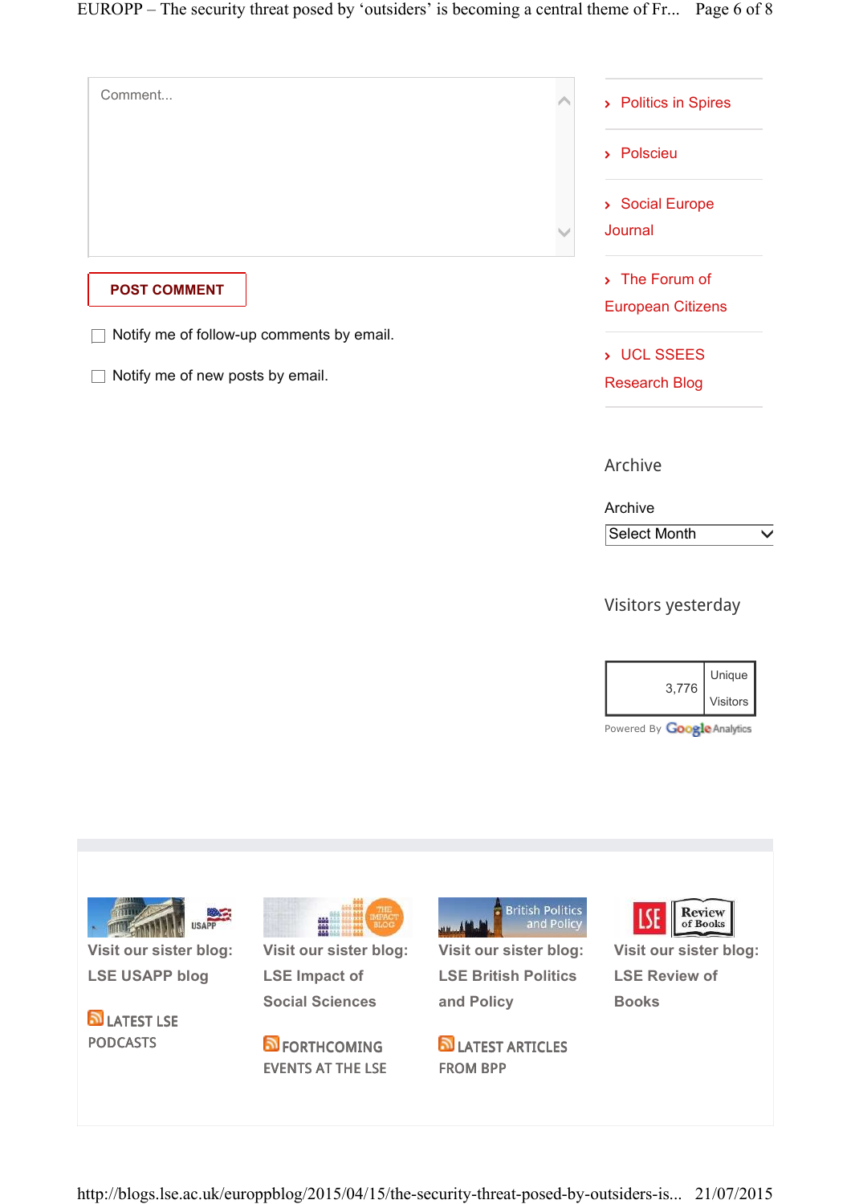Comment...

POST COMMENT

- [ ] Notify me of follow-up comments by email.
- [ ] Notify me of new posts by email.

- Politics in Spires
- Polscieu
- Social Europe Journal
- The Forum of European Citizens
- UCL SSEES Research Blog

## Archive

Archive

Select Month

## Visitors yesterday

| 3,776 | Unique Visitors |
|---|---|

Powered By Google Analytics

Visit our sister blog: LSE USAPP blog

LATEST LSE PODCASTS

Visit our sister blog: LSE Impact of Social Sciences

FORTHCOMING EVENTS AT THE LSE

Visit our sister blog: LSE British Politics and Policy

LATEST ARTICLES FROM BPP

Visit our sister blog: LSE Review of Books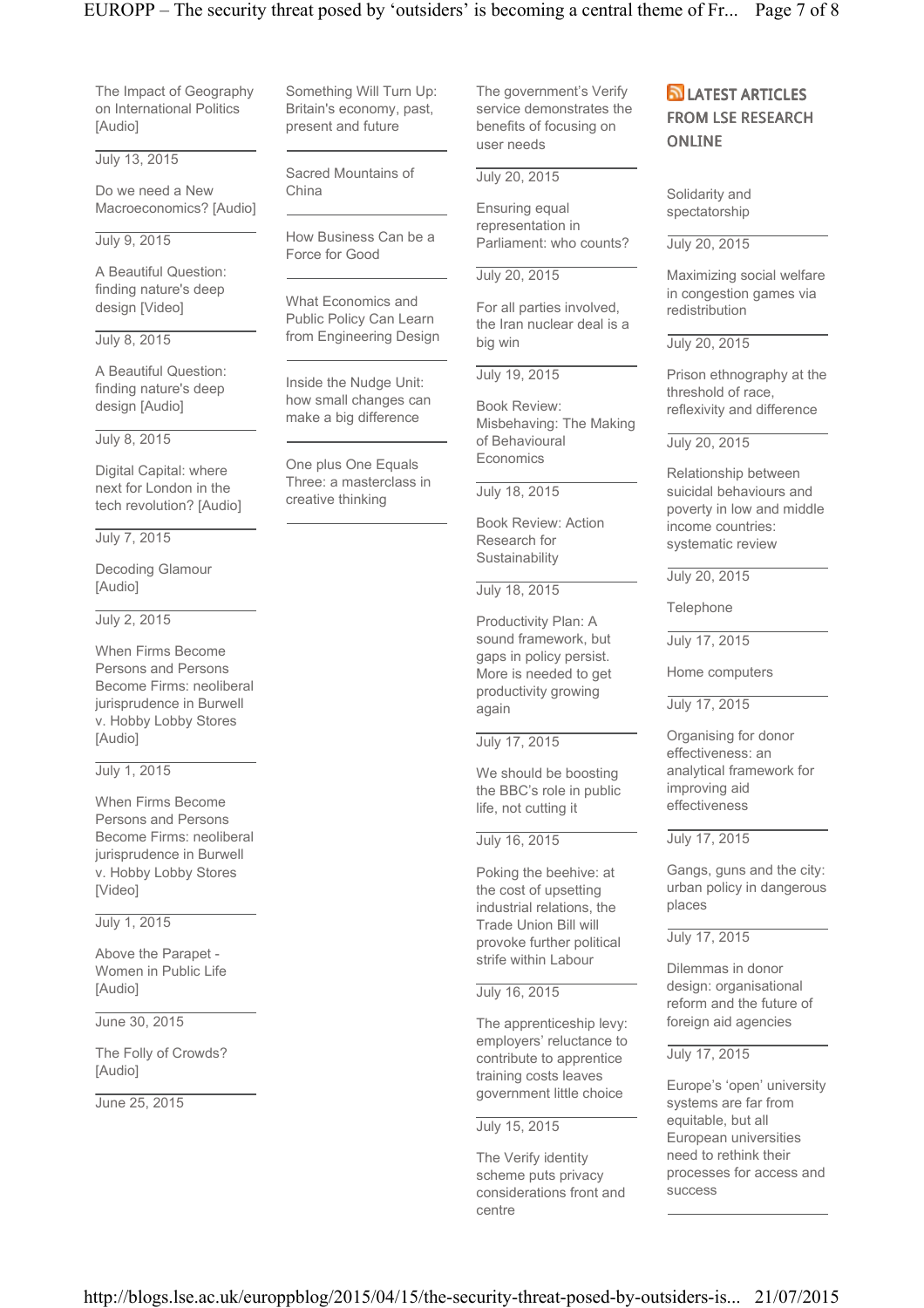The Impact of Geography on International Politics [Audio]

July 13, 2015

Do we need a New Macroeconomics? [Audio]

July 9, 2015

A Beautiful Question: finding nature's deep design [Video]

July 8, 2015

A Beautiful Question: finding nature's deep design [Audio]

July 8, 2015

Digital Capital: where next for London in the tech revolution? [Audio]

July 7, 2015

Decoding Glamour [Audio]

July 2, 2015

When Firms Become Persons and Persons Become Firms: neoliberal jurisprudence in Burwell v. Hobby Lobby Stores [Audio]

July 1, 2015

When Firms Become Persons and Persons Become Firms: neoliberal jurisprudence in Burwell v. Hobby Lobby Stores [Video]

July 1, 2015

Above the Parapet - Women in Public Life [Audio]

June 30, 2015

The Folly of Crowds? [Audio]

June 25, 2015

Something Will Turn Up: Britain's economy, past, present and future

Sacred Mountains of China

How Business Can be a Force for Good

What Economics and Public Policy Can Learn from Engineering Design

Inside the Nudge Unit: how small changes can make a big difference

One plus One Equals Three: a masterclass in creative thinking

The government's Verify service demonstrates the benefits of focusing on user needs

July 20, 2015

Ensuring equal representation in Parliament: who counts?

July 20, 2015

For all parties involved, the Iran nuclear deal is a big win

July 19, 2015

Book Review: Misbehaving: The Making of Behavioural Economics

July 18, 2015

Book Review: Action Research for Sustainability

July 18, 2015

Productivity Plan: A sound framework, but gaps in policy persist. More is needed to get productivity growing again

July 17, 2015

We should be boosting the BBC's role in public life, not cutting it

July 16, 2015

Poking the beehive: at the cost of upsetting industrial relations, the Trade Union Bill will provoke further political strife within Labour

July 16, 2015

The apprenticeship levy: employers' reluctance to contribute to apprentice training costs leaves government little choice

July 15, 2015

The Verify identity scheme puts privacy considerations front and centre

## LATEST ARTICLES FROM LSE RESEARCH ONLINE

Solidarity and spectatorship

July 20, 2015

Maximizing social welfare in congestion games via redistribution

July 20, 2015

Prison ethnography at the threshold of race, reflexivity and difference

July 20, 2015

Relationship between suicidal behaviours and poverty in low and middle income countries: systematic review

July 20, 2015

Telephone

July 17, 2015

Home computers

July 17, 2015

Organising for donor effectiveness: an analytical framework for improving aid effectiveness

July 17, 2015

Gangs, guns and the city: urban policy in dangerous places

July 17, 2015

Dilemmas in donor design: organisational reform and the future of foreign aid agencies

July 17, 2015

Europe's 'open' university systems are far from equitable, but all European universities need to rethink their processes for access and success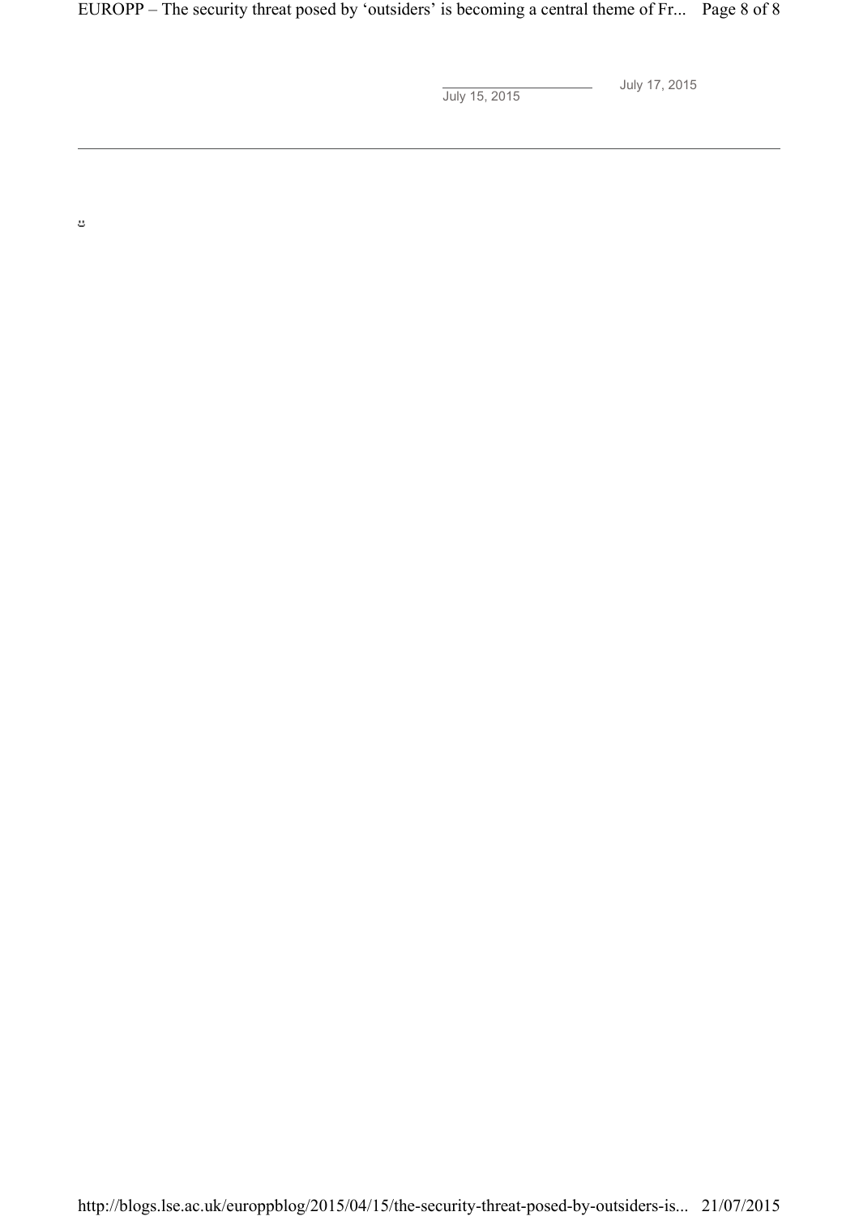July 15, 2015

July 17, 2015